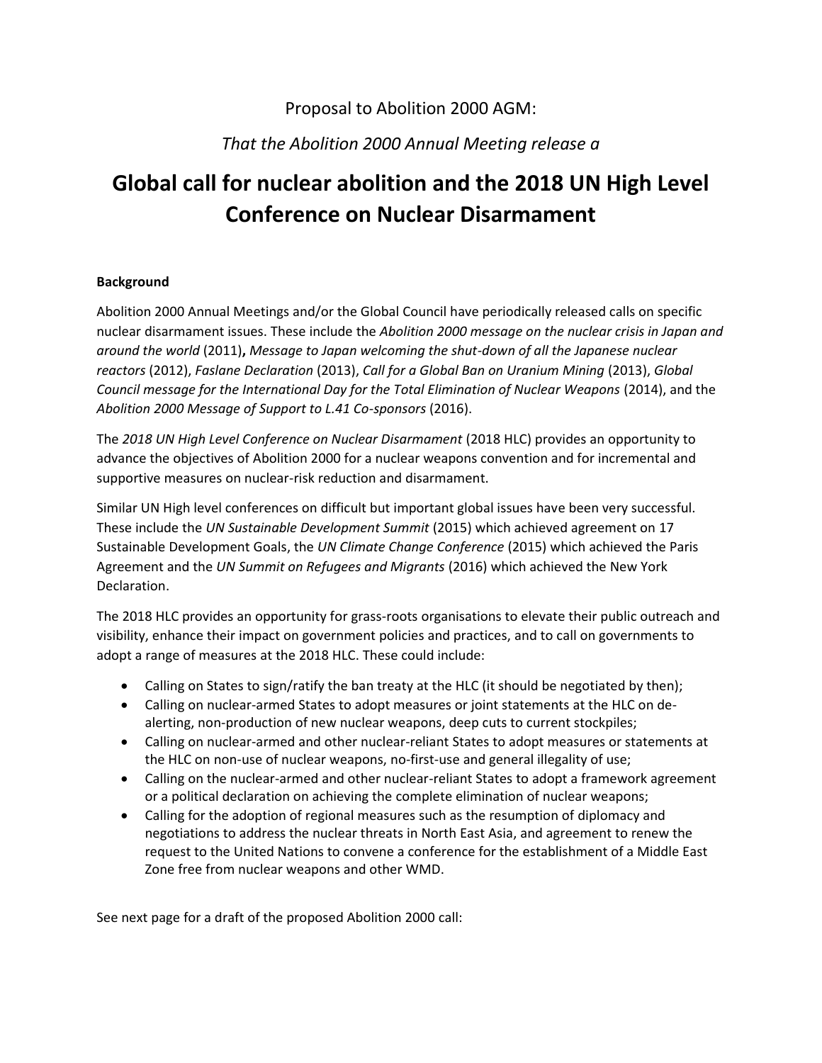Proposal to Abolition 2000 AGM:

*That the Abolition 2000 Annual Meeting release a*

# Global call for nuclear abolition and the 2018 UN High Level Conference on Nuclear Disarmament

**Background**

Abolition 2000 Annual Meetings and/or the Global Council have periodically released calls on specific nuclear disarmament issues. These include the *Abolition 2000 message on the nuclear crisis in Japan and around the world* (2011)**,** *Message to Japan welcoming the shut-down of all the Japanese nuclear reactors* (2012), *Faslane Declaration* (2013), *Call for a Global Ban on Uranium Mining* (2013), *Global Council message for the International Day for the Total Elimination of Nuclear Weapons* (2014), and the *Abolition 2000 Message of Support to L.41 Co-sponsors* (2016).

The *2018 UN High Level Conference on Nuclear Disarmament* (2018 HLC) provides an opportunity to advance the objectives of Abolition 2000 for a nuclear weapons convention and for incremental and supportive measures on nuclear-risk reduction and disarmament.

Similar UN High level conferences on difficult but important global issues have been very successful. These include the *UN Sustainable Development Summit* (2015) which achieved agreement on 17 Sustainable Development Goals, the *UN Climate Change Conference* (2015) which achieved the Paris Agreement and the *UN Summit on Refugees and Migrants* (2016) which achieved the New York Declaration.

The 2018 HLC provides an opportunity for grass-roots organisations to elevate their public outreach and visibility, enhance their impact on government policies and practices, and to call on governments to adopt a range of measures at the 2018 HLC. These could include:

- Calling on States to sign/ratify the ban treaty at the HLC (it should be negotiated by then);
- Calling on nuclear-armed States to adopt measures or joint statements at the HLC on de-alerting, non-production of new nuclear weapons, deep cuts to current stockpiles;
- Calling on nuclear-armed and other nuclear-reliant States to adopt measures or statements at the HLC on non-use of nuclear weapons, no-first-use and general illegality of use;
- Calling on the nuclear-armed and other nuclear-reliant States to adopt a framework agreement or a political declaration on achieving the complete elimination of nuclear weapons;
- Calling for the adoption of regional measures such as the resumption of diplomacy and negotiations to address the nuclear threats in North East Asia, and agreement to renew the request to the United Nations to convene a conference for the establishment of a Middle East Zone free from nuclear weapons and other WMD.

See next page for a draft of the proposed Abolition 2000 call: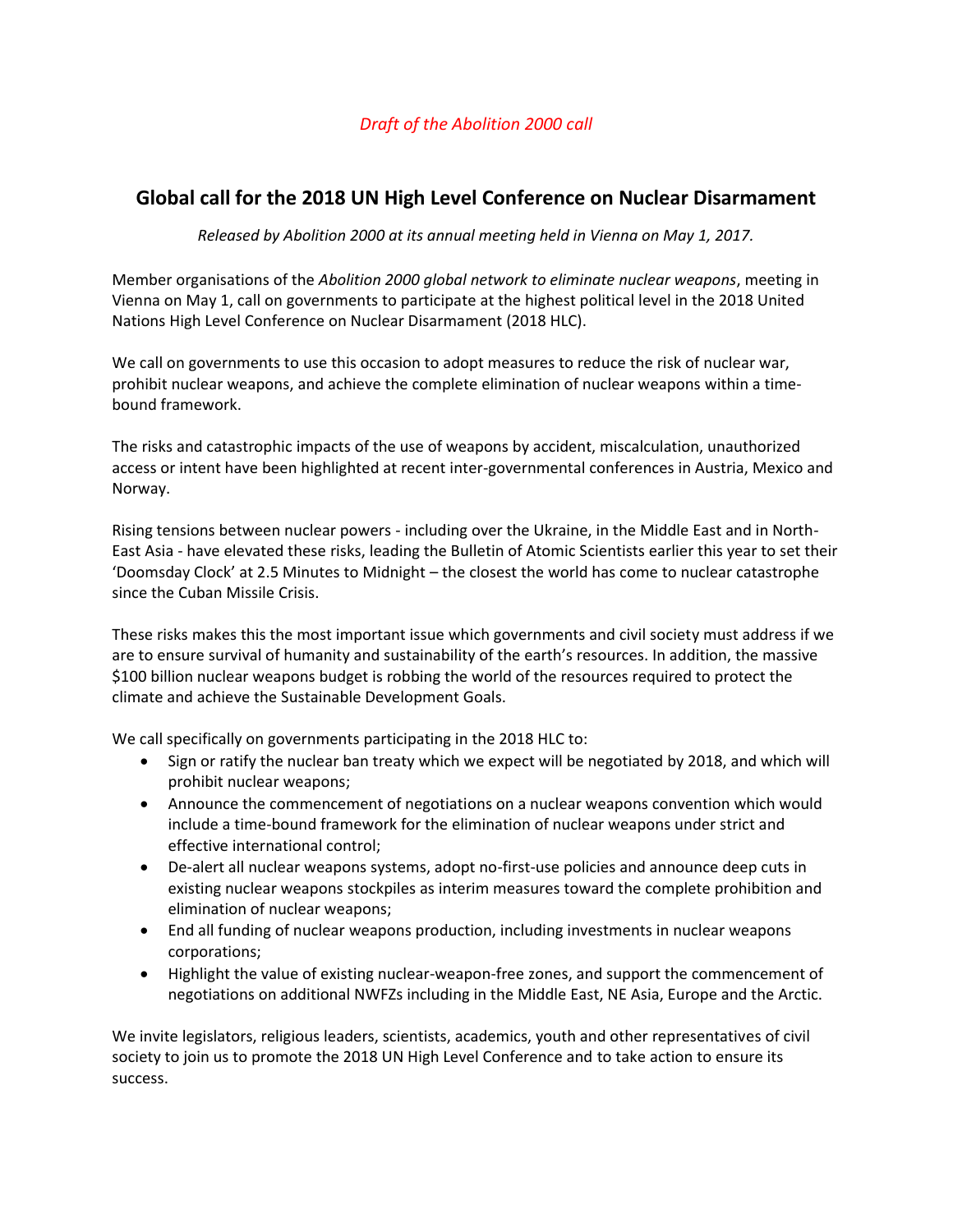*Draft of the Abolition 2000 call*

## Global call for the 2018 UN High Level Conference on Nuclear Disarmament

*Released by Abolition 2000 at its annual meeting held in Vienna on May 1, 2017.*

Member organisations of the *Abolition 2000 global network to eliminate nuclear weapons*, meeting in Vienna on May 1, call on governments to participate at the highest political level in the 2018 United Nations High Level Conference on Nuclear Disarmament (2018 HLC).

We call on governments to use this occasion to adopt measures to reduce the risk of nuclear war, prohibit nuclear weapons, and achieve the complete elimination of nuclear weapons within a time-bound framework.

The risks and catastrophic impacts of the use of weapons by accident, miscalculation, unauthorized access or intent have been highlighted at recent inter-governmental conferences in Austria, Mexico and Norway.

Rising tensions between nuclear powers - including over the Ukraine, in the Middle East and in North-East Asia - have elevated these risks, leading the Bulletin of Atomic Scientists earlier this year to set their 'Doomsday Clock' at 2.5 Minutes to Midnight – the closest the world has come to nuclear catastrophe since the Cuban Missile Crisis.

These risks makes this the most important issue which governments and civil society must address if we are to ensure survival of humanity and sustainability of the earth's resources. In addition, the massive $100 billion nuclear weapons budget is robbing the world of the resources required to protect the climate and achieve the Sustainable Development Goals.

We call specifically on governments participating in the 2018 HLC to:

- Sign or ratify the nuclear ban treaty which we expect will be negotiated by 2018, and which will prohibit nuclear weapons;
- Announce the commencement of negotiations on a nuclear weapons convention which would include a time-bound framework for the elimination of nuclear weapons under strict and effective international control;
- De-alert all nuclear weapons systems, adopt no-first-use policies and announce deep cuts in existing nuclear weapons stockpiles as interim measures toward the complete prohibition and elimination of nuclear weapons;
- End all funding of nuclear weapons production, including investments in nuclear weapons corporations;
- Highlight the value of existing nuclear-weapon-free zones, and support the commencement of negotiations on additional NWFZs including in the Middle East, NE Asia, Europe and the Arctic.

We invite legislators, religious leaders, scientists, academics, youth and other representatives of civil society to join us to promote the 2018 UN High Level Conference and to take action to ensure its success.